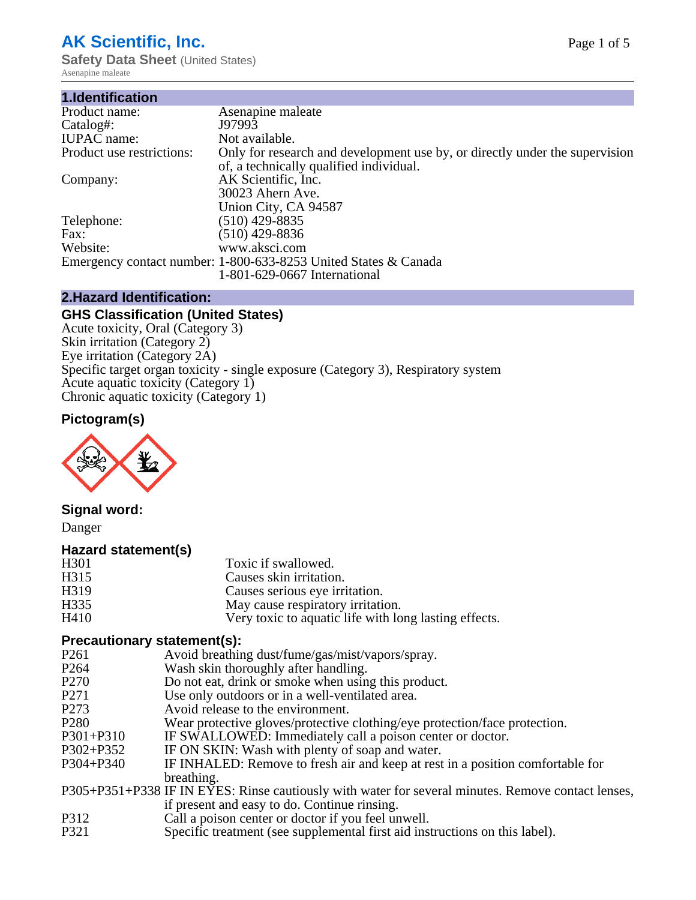# AK Scientific, Inc.

**Safety Data Sheet** (United States)

Asenapine maleate

## 1.Identification

| | |
|---|---|
| Product name: | Asenapine maleate |
| Catalog#: | J97993 |
| IUPAC name: | Not available. |
| Product use restrictions: | Only for research and development use by, or directly under the supervision of, a technically qualified individual. |
| Company: | AK Scientific, Inc.<br>30023 Ahern Ave.<br>Union City, CA 94587 |
| Telephone: | (510) 429-8835 |
| Fax: | (510) 429-8836 |
| Website: | www.aksci.com |
| Emergency contact number: | 1-800-633-8253 United States & Canada<br>1-801-629-0667 International |

## 2.Hazard Identification:

### GHS Classification (United States)

Acute toxicity, Oral (Category 3)
Skin irritation (Category 2)
Eye irritation (Category 2A)
Specific target organ toxicity - single exposure (Category 3), Respiratory system
Acute aquatic toxicity (Category 1)
Chronic aquatic toxicity (Category 1)

### Pictogram(s)

### Signal word:

Danger

### Hazard statement(s)

| | |
|---|---|
| H301 | Toxic if swallowed. |
| H315 | Causes skin irritation. |
| H319 | Causes serious eye irritation. |
| H335 | May cause respiratory irritation. |
| H410 | Very toxic to aquatic life with long lasting effects. |

### Precautionary statement(s):

| | |
|---|---|
| P261 | Avoid breathing dust/fume/gas/mist/vapors/spray. |
| P264 | Wash skin thoroughly after handling. |
| P270 | Do not eat, drink or smoke when using this product. |
| P271 | Use only outdoors or in a well-ventilated area. |
| P273 | Avoid release to the environment. |
| P280 | Wear protective gloves/protective clothing/eye protection/face protection. |
| P301+P310 | IF SWALLOWED: Immediately call a poison center or doctor. |
| P302+P352 | IF ON SKIN: Wash with plenty of soap and water. |
| P304+P340 | IF INHALED: Remove to fresh air and keep at rest in a position comfortable for breathing. |
| P305+P351+P338 | IF IN EYES: Rinse cautiously with water for several minutes. Remove contact lenses, if present and easy to do. Continue rinsing. |
| P312 | Call a poison center or doctor if you feel unwell. |
| P321 | Specific treatment (see supplemental first aid instructions on this label). |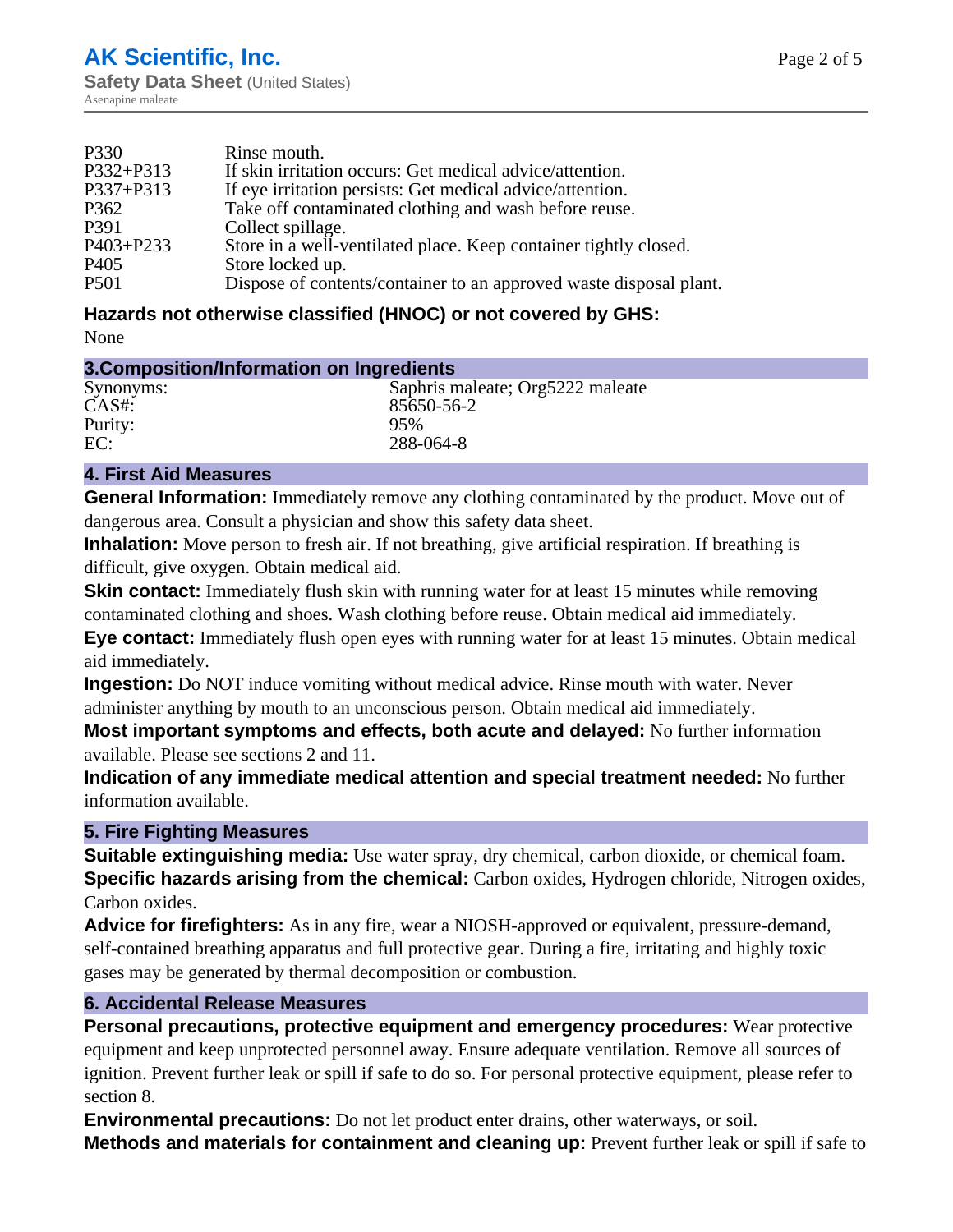| | |
|---|---|
| P330 | Rinse mouth. |
| P332+P313 | If skin irritation occurs: Get medical advice/attention. |
| P337+P313 | If eye irritation persists: Get medical advice/attention. |
| P362 | Take off contaminated clothing and wash before reuse. |
| P391 | Collect spillage. |
| P403+P233 | Store in a well-ventilated place. Keep container tightly closed. |
| P405 | Store locked up. |
| P501 | Dispose of contents/container to an approved waste disposal plant. |

### Hazards not otherwise classified (HNOC) or not covered by GHS:

None

## 3.Composition/Information on Ingredients

| | |
|---|---|
| Synonyms: | Saphris maleate; Org5222 maleate |
| CAS#: | 85650-56-2 |
| Purity: | 95% |
| EC: | 288-064-8 |

## 4. First Aid Measures

**General Information:** Immediately remove any clothing contaminated by the product. Move out of dangerous area. Consult a physician and show this safety data sheet.

**Inhalation:** Move person to fresh air. If not breathing, give artificial respiration. If breathing is difficult, give oxygen. Obtain medical aid.

**Skin contact:** Immediately flush skin with running water for at least 15 minutes while removing contaminated clothing and shoes. Wash clothing before reuse. Obtain medical aid immediately.

**Eye contact:** Immediately flush open eyes with running water for at least 15 minutes. Obtain medical aid immediately.

**Ingestion:** Do NOT induce vomiting without medical advice. Rinse mouth with water. Never administer anything by mouth to an unconscious person. Obtain medical aid immediately.

**Most important symptoms and effects, both acute and delayed:** No further information available. Please see sections 2 and 11.

**Indication of any immediate medical attention and special treatment needed:** No further information available.

## 5. Fire Fighting Measures

**Suitable extinguishing media:** Use water spray, dry chemical, carbon dioxide, or chemical foam.

**Specific hazards arising from the chemical:** Carbon oxides, Hydrogen chloride, Nitrogen oxides, Carbon oxides.

**Advice for firefighters:** As in any fire, wear a NIOSH-approved or equivalent, pressure-demand, self-contained breathing apparatus and full protective gear. During a fire, irritating and highly toxic gases may be generated by thermal decomposition or combustion.

## 6. Accidental Release Measures

**Personal precautions, protective equipment and emergency procedures:** Wear protective equipment and keep unprotected personnel away. Ensure adequate ventilation. Remove all sources of ignition. Prevent further leak or spill if safe to do so. For personal protective equipment, please refer to section 8.

**Environmental precautions:** Do not let product enter drains, other waterways, or soil.

**Methods and materials for containment and cleaning up:** Prevent further leak or spill if safe to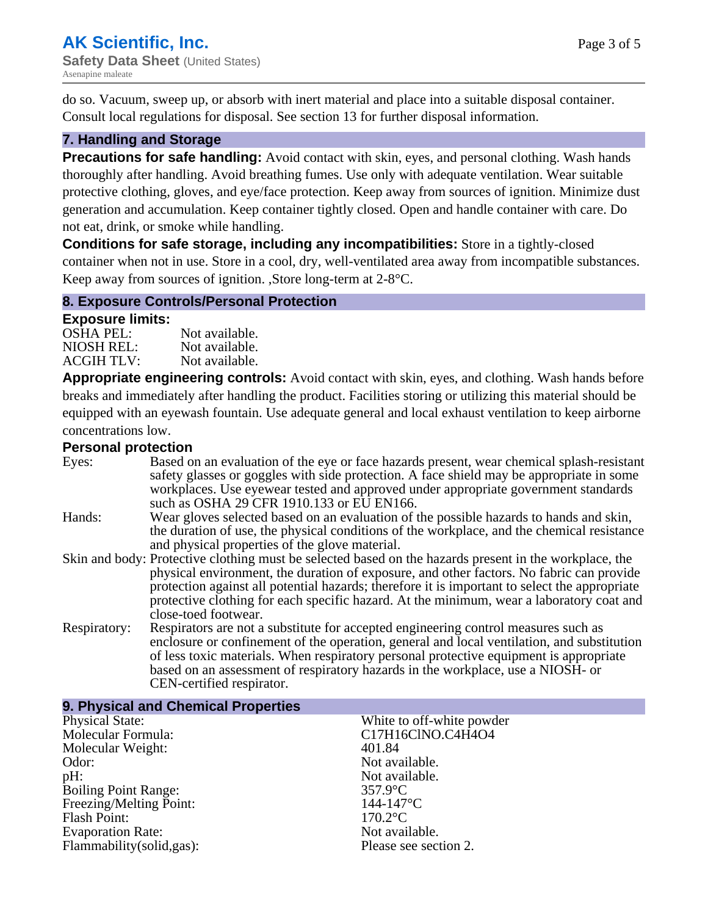do so. Vacuum, sweep up, or absorb with inert material and place into a suitable disposal container. Consult local regulations for disposal. See section 13 for further disposal information.

## 7. Handling and Storage

**Precautions for safe handling:** Avoid contact with skin, eyes, and personal clothing. Wash hands thoroughly after handling. Avoid breathing fumes. Use only with adequate ventilation. Wear suitable protective clothing, gloves, and eye/face protection. Keep away from sources of ignition. Minimize dust generation and accumulation. Keep container tightly closed. Open and handle container with care. Do not eat, drink, or smoke while handling.

**Conditions for safe storage, including any incompatibilities:** Store in a tightly-closed container when not in use. Store in a cool, dry, well-ventilated area away from incompatible substances. Keep away from sources of ignition. ,Store long-term at 2-8°C.

## 8. Exposure Controls/Personal Protection

### Exposure limits:

| | |
|---|---|
| OSHA PEL: | Not available. |
| NIOSH REL: | Not available. |
| ACGIH TLV: | Not available. |

**Appropriate engineering controls:** Avoid contact with skin, eyes, and clothing. Wash hands before breaks and immediately after handling the product. Facilities storing or utilizing this material should be equipped with an eyewash fountain. Use adequate general and local exhaust ventilation to keep airborne concentrations low.

### Personal protection

| | |
|---|---|
| Eyes: | Based on an evaluation of the eye or face hazards present, wear chemical splash-resistant safety glasses or goggles with side protection. A face shield may be appropriate in some workplaces. Use eyewear tested and approved under appropriate government standards such as OSHA 29 CFR 1910.133 or EU EN166. |
| Hands: | Wear gloves selected based on an evaluation of the possible hazards to hands and skin, the duration of use, the physical conditions of the workplace, and the chemical resistance and physical properties of the glove material. |
| Skin and body: | Protective clothing must be selected based on the hazards present in the workplace, the physical environment, the duration of exposure, and other factors. No fabric can provide protection against all potential hazards; therefore it is important to select the appropriate protective clothing for each specific hazard. At the minimum, wear a laboratory coat and close-toed footwear. |
| Respiratory: | Respirators are not a substitute for accepted engineering control measures such as enclosure or confinement of the operation, general and local ventilation, and substitution of less toxic materials. When respiratory personal protective equipment is appropriate based on an assessment of respiratory hazards in the workplace, use a NIOSH- or CEN-certified respirator. |

## 9. Physical and Chemical Properties

| | |
|---|---|
| Physical State: | White to off-white powder |
| Molecular Formula: | C17H16ClNO.C4H4O4 |
| Molecular Weight: | 401.84 |
| Odor: | Not available. |
| pH: | Not available. |
| Boiling Point Range: | 357.9°C |
| Freezing/Melting Point: | 144-147°C |
| Flash Point: | 170.2°C |
| Evaporation Rate: | Not available. |
| Flammability(solid,gas): | Please see section 2. |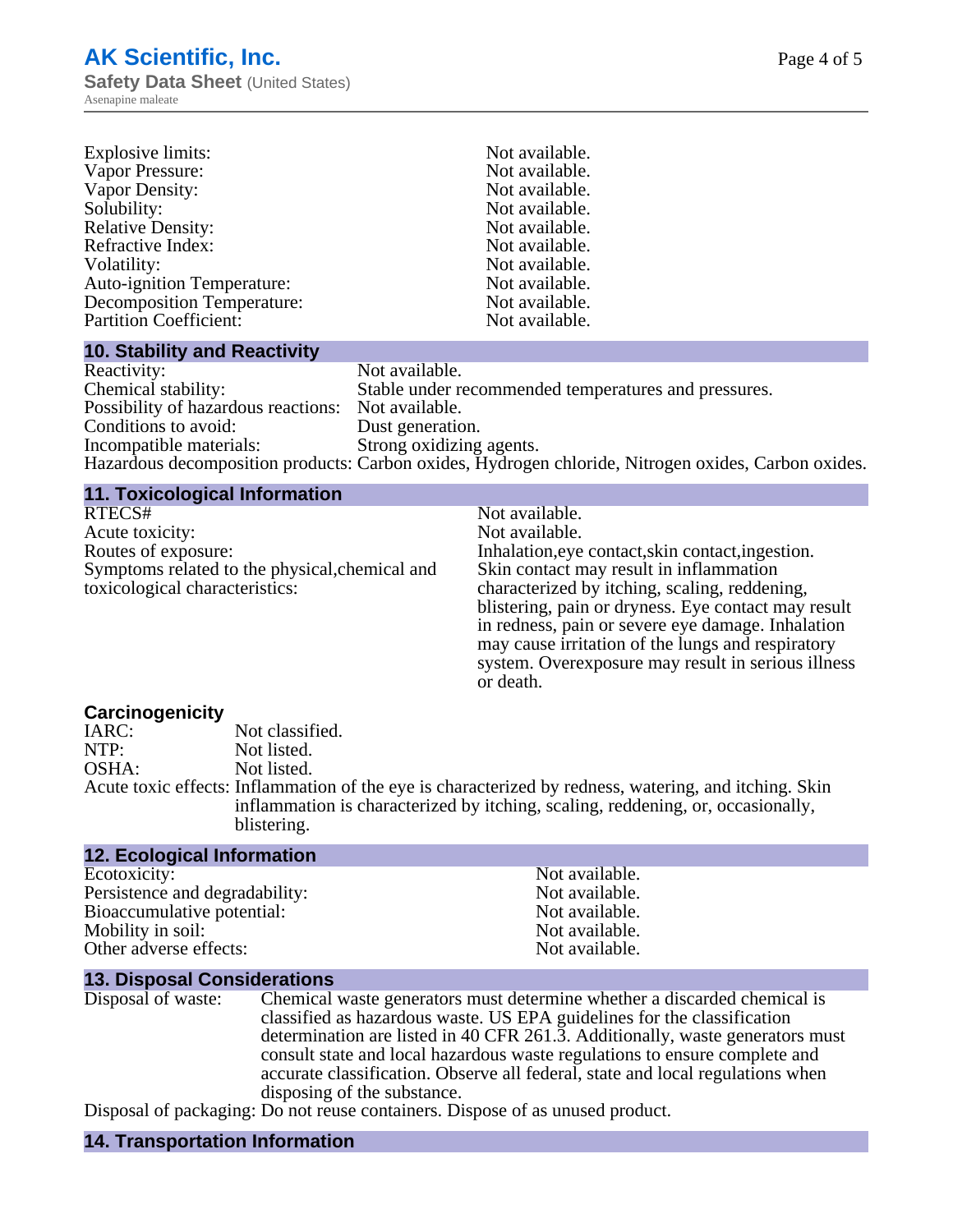| | |
|---|---|
| Explosive limits: | Not available. |
| Vapor Pressure: | Not available. |
| Vapor Density: | Not available. |
| Solubility: | Not available. |
| Relative Density: | Not available. |
| Refractive Index: | Not available. |
| Volatility: | Not available. |
| Auto-ignition Temperature: | Not available. |
| Decomposition Temperature: | Not available. |
| Partition Coefficient: | Not available. |

## 10. Stability and Reactivity

| | |
|---|---|
| Reactivity: | Not available. |
| Chemical stability: | Stable under recommended temperatures and pressures. |
| Possibility of hazardous reactions: | Not available. |
| Conditions to avoid: | Dust generation. |
| Incompatible materials: | Strong oxidizing agents. |
| Hazardous decomposition products: | Carbon oxides, Hydrogen chloride, Nitrogen oxides, Carbon oxides. |

## 11. Toxicological Information

| | |
|---|---|
| RTECS# | Not available. |
| Acute toxicity: | Not available. |
| Routes of exposure: | Inhalation,eye contact,skin contact,ingestion. |
| Symptoms related to the physical,chemical and toxicological characteristics: | Skin contact may result in inflammation characterized by itching, scaling, reddening, blistering, pain or dryness. Eye contact may result in redness, pain or severe eye damage. Inhalation may cause irritation of the lungs and respiratory system. Overexposure may result in serious illness or death. |

### Carcinogenicity

| | |
|---|---|
| IARC: | Not classified. |
| NTP: | Not listed. |
| OSHA: | Not listed. |
| Acute toxic effects: | Inflammation of the eye is characterized by redness, watering, and itching. Skin inflammation is characterized by itching, scaling, reddening, or, occasionally, blistering. |

## 12. Ecological Information

| | |
|---|---|
| Ecotoxicity: | Not available. |
| Persistence and degradability: | Not available. |
| Bioaccumulative potential: | Not available. |
| Mobility in soil: | Not available. |
| Other adverse effects: | Not available. |

## 13. Disposal Considerations

| | |
|---|---|
| Disposal of waste: | Chemical waste generators must determine whether a discarded chemical is classified as hazardous waste. US EPA guidelines for the classification determination are listed in 40 CFR 261.3. Additionally, waste generators must consult state and local hazardous waste regulations to ensure complete and accurate classification. Observe all federal, state and local regulations when disposing of the substance. |
| Disposal of packaging: | Do not reuse containers. Dispose of as unused product. |

## 14. Transportation Information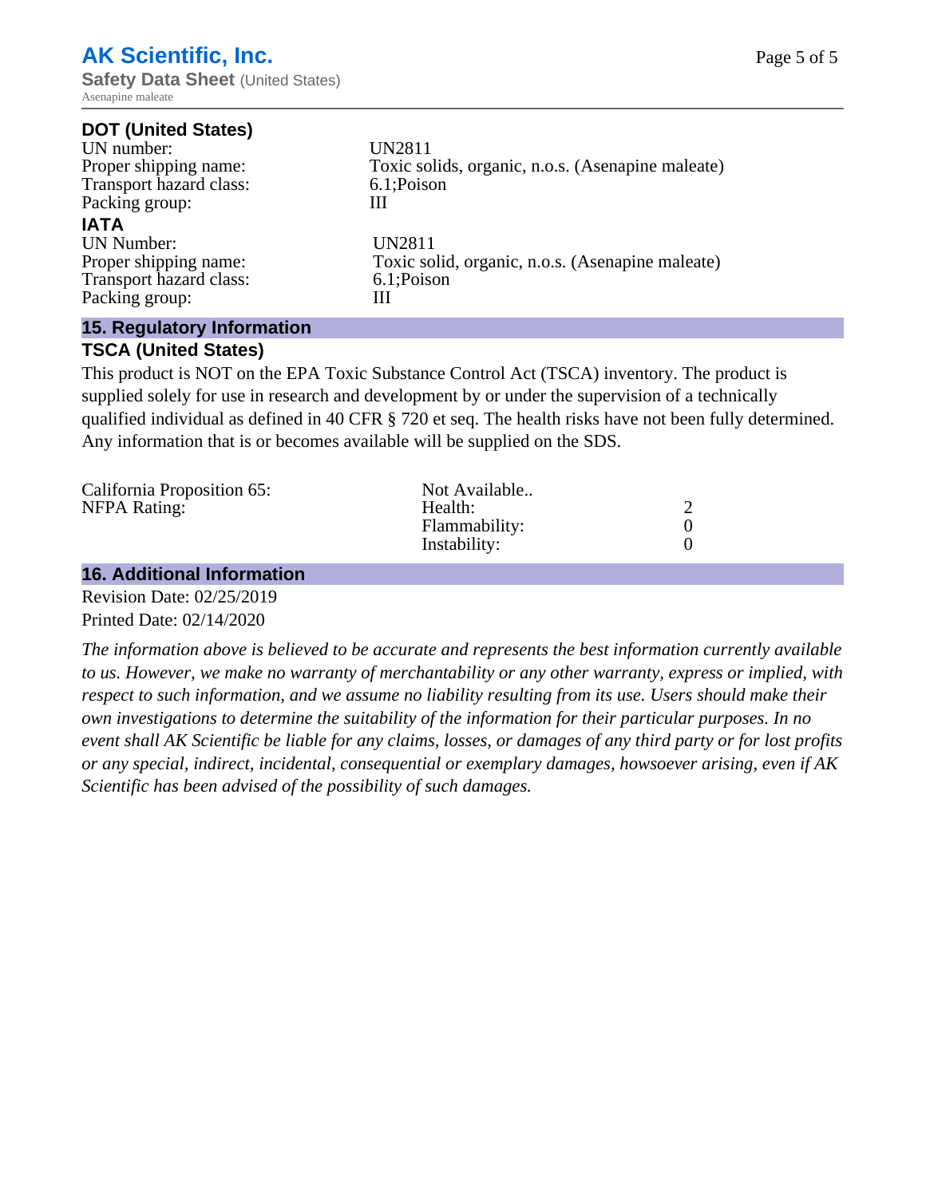### DOT (United States)

| | |
|---|---|
| UN number: | UN2811 |
| Proper shipping name: | Toxic solids, organic, n.o.s. (Asenapine maleate) |
| Transport hazard class: | 6.1;Poison |
| Packing group: | III |

### IATA

| | |
|---|---|
| UN Number: | UN2811 |
| Proper shipping name: | Toxic solid, organic, n.o.s. (Asenapine maleate) |
| Transport hazard class: | 6.1;Poison |
| Packing group: | III |

## 15. Regulatory Information

### TSCA (United States)

This product is NOT on the EPA Toxic Substance Control Act (TSCA) inventory. The product is supplied solely for use in research and development by or under the supervision of a technically qualified individual as defined in 40 CFR § 720 et seq. The health risks have not been fully determined. Any information that is or becomes available will be supplied on the SDS.

| | | |
|---|---|---|
| California Proposition 65: | Not Available.. | |
| NFPA Rating: | Health: | 2 |
| | Flammability: | 0 |
| | Instability: | 0 |

## 16. Additional Information

Revision Date: 02/25/2019

Printed Date: 02/14/2020

*The information above is believed to be accurate and represents the best information currently available to us. However, we make no warranty of merchantability or any other warranty, express or implied, with respect to such information, and we assume no liability resulting from its use. Users should make their own investigations to determine the suitability of the information for their particular purposes. In no event shall AK Scientific be liable for any claims, losses, or damages of any third party or for lost profits or any special, indirect, incidental, consequential or exemplary damages, howsoever arising, even if AK Scientific has been advised of the possibility of such damages.*